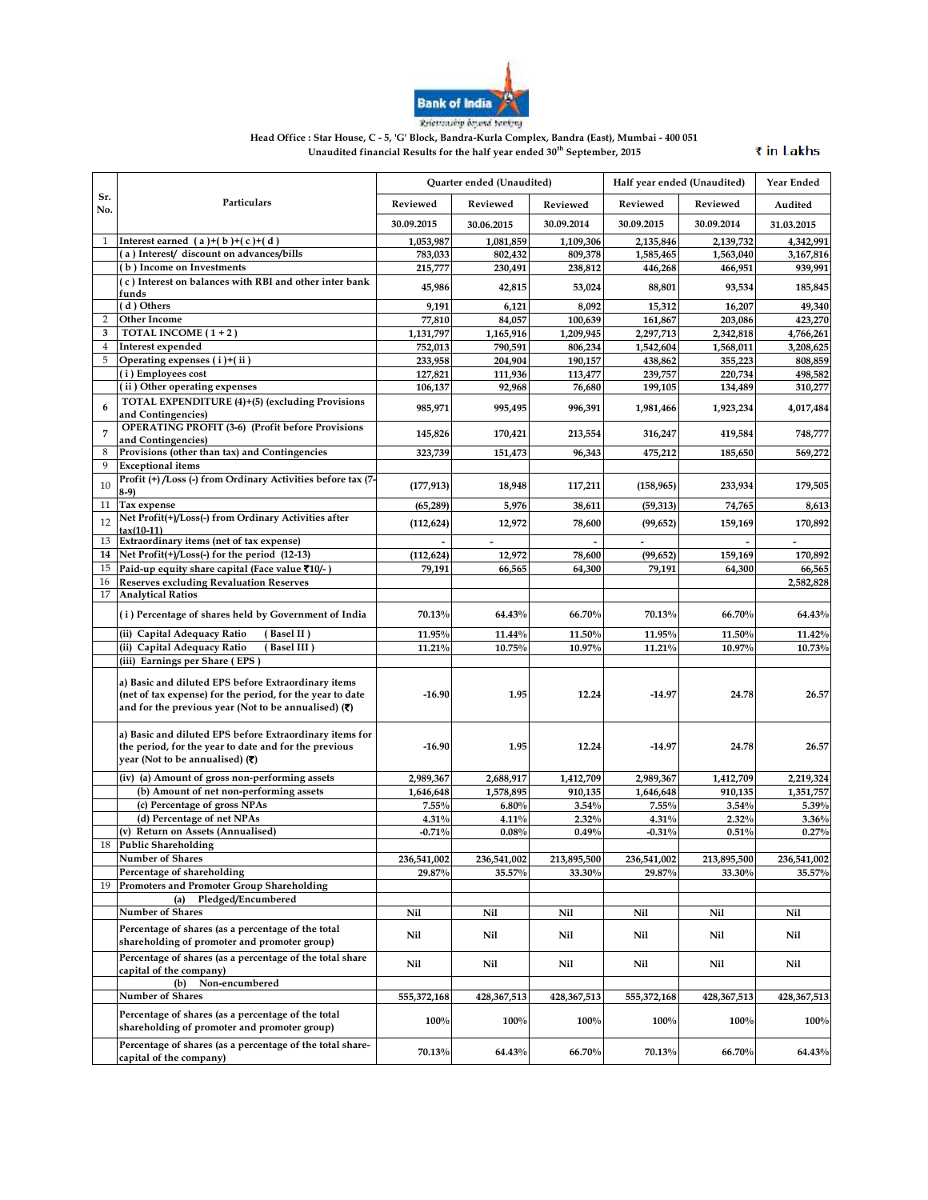Bank of India

Relationship beyond banking

**Head Office : Star House, C - 5, 'G' Block, Bandra-Kurla Complex, Bandra (East), Mumbai - 400 051**

**Unaudited financial Results for the half year ended 30th September, 2015**

₹ in Lakhs

| Sr. No. | Particulars | Quarter ended (Unaudited) | | | Half year ended (Unaudited) | | Year Ended |
|---|---|---|---|---|---|---|---|
| | | Reviewed | Reviewed | Reviewed | Reviewed | Reviewed | Audited |
| | | 30.09.2015 | 30.06.2015 | 30.09.2014 | 30.09.2015 | 30.09.2014 | 31.03.2015 |
| 1 | Interest earned (a)+(b)+(c)+(d) | 1,053,987 | 1,081,859 | 1,109,306 | 2,135,846 | 2,139,732 | 4,342,991 |
| | (a) Interest/ discount on advances/bills | 783,033 | 802,432 | 809,378 | 1,585,465 | 1,563,040 | 3,167,816 |
| | (b) Income on Investments | 215,777 | 230,491 | 238,812 | 446,268 | 466,951 | 939,991 |
| | (c) Interest on balances with RBI and other inter bank funds | 45,986 | 42,815 | 53,024 | 88,801 | 93,534 | 185,845 |
| | (d) Others | 9,191 | 6,121 | 8,092 | 15,312 | 16,207 | 49,340 |
| 2 | Other Income | 77,810 | 84,057 | 100,639 | 161,867 | 203,086 | 423,270 |
| 3 | TOTAL INCOME (1+2) | 1,131,797 | 1,165,916 | 1,209,945 | 2,297,713 | 2,342,818 | 4,766,261 |
| 4 | Interest expended | 752,013 | 790,591 | 806,234 | 1,542,604 | 1,568,011 | 3,208,625 |
| 5 | Operating expenses (i)+(ii) | 233,958 | 204,904 | 190,157 | 438,862 | 355,223 | 808,859 |
| | (i) Employees cost | 127,821 | 111,936 | 113,477 | 239,757 | 220,734 | 498,582 |
| | (ii) Other operating expenses | 106,137 | 92,968 | 76,680 | 199,105 | 134,489 | 310,277 |
| 6 | TOTAL EXPENDITURE (4)+(5) (excluding Provisions and Contingencies) | 985,971 | 995,495 | 996,391 | 1,981,466 | 1,923,234 | 4,017,484 |
| 7 | OPERATING PROFIT (3-6) (Profit before Provisions and Contingencies) | 145,826 | 170,421 | 213,554 | 316,247 | 419,584 | 748,777 |
| 8 | Provisions (other than tax) and Contingencies | 323,739 | 151,473 | 96,343 | 475,212 | 185,650 | 569,272 |
| 9 | Exceptional items | | | | | | |
| 10 | Profit (+) /Loss (-) from Ordinary Activities before tax (7-8-9) | (177,913) | 18,948 | 117,211 | (158,965) | 233,934 | 179,505 |
| 11 | Tax expense | (65,289) | 5,976 | 38,611 | (59,313) | 74,765 | 8,613 |
| 12 | Net Profit(+)/Loss(-) from Ordinary Activities after tax(10-11) | (112,624) | 12,972 | 78,600 | (99,652) | 159,169 | 170,892 |
| 13 | Extraordinary items (net of tax expense) | - | - | - | - | - | - |
| 14 | Net Profit(+)/Loss(-) for the period (12-13) | (112,624) | 12,972 | 78,600 | (99,652) | 159,169 | 170,892 |
| 15 | Paid-up equity share capital (Face value ₹10/-) | 79,191 | 66,565 | 64,300 | 79,191 | 64,300 | 66,565 |
| 16 | Reserves excluding Revaluation Reserves | | | | | | 2,582,828 |
| 17 | Analytical Ratios | | | | | | |
| | (i) Percentage of shares held by Government of India | 70.13% | 64.43% | 66.70% | 70.13% | 66.70% | 64.43% |
| | (ii) Capital Adequacy Ratio (Basel II) | 11.95% | 11.44% | 11.50% | 11.95% | 11.50% | 11.42% |
| | (ii) Capital Adequacy Ratio (Basel III) | 11.21% | 10.75% | 10.97% | 11.21% | 10.97% | 10.73% |
| | (iii) Earnings per Share (EPS) | | | | | | |
| | a) Basic and diluted EPS before Extraordinary items (net of tax expense) for the period, for the year to date and for the previous year (Not to be annualised) (₹) | -16.90 | 1.95 | 12.24 | -14.97 | 24.78 | 26.57 |
| | a) Basic and diluted EPS before Extraordinary items for the period, for the year to date and for the previous year (Not to be annualised) (₹) | -16.90 | 1.95 | 12.24 | -14.97 | 24.78 | 26.57 |
| | (iv) (a) Amount of gross non-performing assets | 2,989,367 | 2,688,917 | 1,412,709 | 2,989,367 | 1,412,709 | 2,219,324 |
| | (b) Amount of net non-performing assets | 1,646,648 | 1,578,895 | 910,135 | 1,646,648 | 910,135 | 1,351,757 |
| | (c) Percentage of gross NPAs | 7.55% | 6.80% | 3.54% | 7.55% | 3.54% | 5.39% |
| | (d) Percentage of net NPAs | 4.31% | 4.11% | 2.32% | 4.31% | 2.32% | 3.36% |
| | (v) Return on Assets (Annualised) | -0.71% | 0.08% | 0.49% | -0.31% | 0.51% | 0.27% |
| 18 | Public Shareholding | | | | | | |
| | Number of Shares | 236,541,002 | 236,541,002 | 213,895,500 | 236,541,002 | 213,895,500 | 236,541,002 |
| | Percentage of shareholding | 29.87% | 35.57% | 33.30% | 29.87% | 33.30% | 35.57% |
| 19 | Promoters and Promoter Group Shareholding | | | | | | |
| | (a) Pledged/Encumbered | | | | | | |
| | Number of Shares | Nil | Nil | Nil | Nil | Nil | Nil |
| | Percentage of shares (as a percentage of the total shareholding of promoter and promoter group) | Nil | Nil | Nil | Nil | Nil | Nil |
| | Percentage of shares (as a percentage of the total share capital of the company) | Nil | Nil | Nil | Nil | Nil | Nil |
| | (b) Non-encumbered | | | | | | |
| | Number of Shares | 555,372,168 | 428,367,513 | 428,367,513 | 555,372,168 | 428,367,513 | 428,367,513 |
| | Percentage of shares (as a percentage of the total shareholding of promoter and promoter group) | 100% | 100% | 100% | 100% | 100% | 100% |
| | Percentage of shares (as a percentage of the total share-capital of the company) | 70.13% | 64.43% | 66.70% | 70.13% | 66.70% | 64.43% |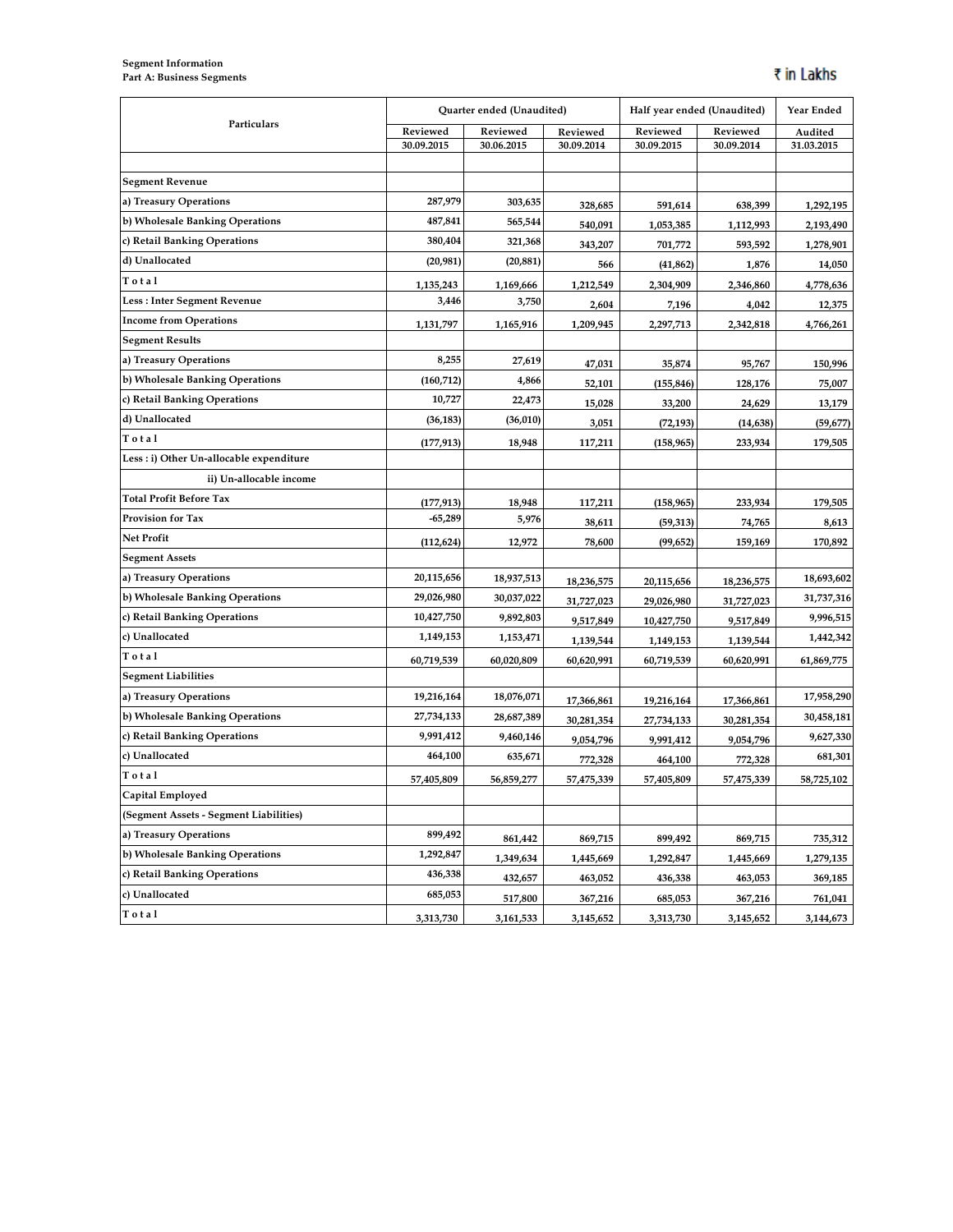**Segment Information**
**Part A: Business Segments**

₹ in Lakhs

| Particulars | Quarter ended (Unaudited) | | | Half year ended (Unaudited) | | Year Ended |
|---|---|---|---|---|---|---|
| | Reviewed 30.09.2015 | Reviewed 30.06.2015 | Reviewed 30.09.2014 | Reviewed 30.09.2015 | Reviewed 30.09.2014 | Audited 31.03.2015 |
| | | | | | | |
| **Segment Revenue** | | | | | | |
| a) Treasury Operations | 287,979 | 303,635 | 328,685 | 591,614 | 638,399 | 1,292,195 |
| b) Wholesale Banking Operations | 487,841 | 565,544 | 540,091 | 1,053,385 | 1,112,993 | 2,193,490 |
| c) Retail Banking Operations | 380,404 | 321,368 | 343,207 | 701,772 | 593,592 | 1,278,901 |
| d) Unallocated | (20,981) | (20,881) | 566 | (41,862) | 1,876 | 14,050 |
| **Total** | 1,135,243 | 1,169,666 | 1,212,549 | 2,304,909 | 2,346,860 | 4,778,636 |
| **Less : Inter Segment Revenue** | 3,446 | 3,750 | 2,604 | 7,196 | 4,042 | 12,375 |
| **Income from Operations** | 1,131,797 | 1,165,916 | 1,209,945 | 2,297,713 | 2,342,818 | 4,766,261 |
| **Segment Results** | | | | | | |
| a) Treasury Operations | 8,255 | 27,619 | 47,031 | 35,874 | 95,767 | 150,996 |
| b) Wholesale Banking Operations | (160,712) | 4,866 | 52,101 | (155,846) | 128,176 | 75,007 |
| c) Retail Banking Operations | 10,727 | 22,473 | 15,028 | 33,200 | 24,629 | 13,179 |
| d) Unallocated | (36,183) | (36,010) | 3,051 | (72,193) | (14,638) | (59,677) |
| **Total** | (177,913) | 18,948 | 117,211 | (158,965) | 233,934 | 179,505 |
| **Less : i) Other Un-allocable expenditure** | | | | | | |
| **ii) Un-allocable income** | | | | | | |
| **Total Profit Before Tax** | (177,913) | 18,948 | 117,211 | (158,965) | 233,934 | 179,505 |
| **Provision for Tax** | -65,289 | 5,976 | 38,611 | (59,313) | 74,765 | 8,613 |
| **Net Profit** | (112,624) | 12,972 | 78,600 | (99,652) | 159,169 | 170,892 |
| **Segment Assets** | | | | | | |
| a) Treasury Operations | 20,115,656 | 18,937,513 | 18,236,575 | 20,115,656 | 18,236,575 | 18,693,602 |
| b) Wholesale Banking Operations | 29,026,980 | 30,037,022 | 31,727,023 | 29,026,980 | 31,727,023 | 31,737,316 |
| c) Retail Banking Operations | 10,427,750 | 9,892,803 | 9,517,849 | 10,427,750 | 9,517,849 | 9,996,515 |
| c) Unallocated | 1,149,153 | 1,153,471 | 1,139,544 | 1,149,153 | 1,139,544 | 1,442,342 |
| **Total** | 60,719,539 | 60,020,809 | 60,620,991 | 60,719,539 | 60,620,991 | 61,869,775 |
| **Segment Liabilities** | | | | | | |
| a) Treasury Operations | 19,216,164 | 18,076,071 | 17,366,861 | 19,216,164 | 17,366,861 | 17,958,290 |
| b) Wholesale Banking Operations | 27,734,133 | 28,687,389 | 30,281,354 | 27,734,133 | 30,281,354 | 30,458,181 |
| c) Retail Banking Operations | 9,991,412 | 9,460,146 | 9,054,796 | 9,991,412 | 9,054,796 | 9,627,330 |
| c) Unallocated | 464,100 | 635,671 | 772,328 | 464,100 | 772,328 | 681,301 |
| **Total** | 57,405,809 | 56,859,277 | 57,475,339 | 57,405,809 | 57,475,339 | 58,725,102 |
| **Capital Employed** | | | | | | |
| **(Segment Assets - Segment Liabilities)** | | | | | | |
| a) Treasury Operations | 899,492 | 861,442 | 869,715 | 899,492 | 869,715 | 735,312 |
| b) Wholesale Banking Operations | 1,292,847 | 1,349,634 | 1,445,669 | 1,292,847 | 1,445,669 | 1,279,135 |
| c) Retail Banking Operations | 436,338 | 432,657 | 463,052 | 436,338 | 463,053 | 369,185 |
| c) Unallocated | 685,053 | 517,800 | 367,216 | 685,053 | 367,216 | 761,041 |
| **Total** | 3,313,730 | 3,161,533 | 3,145,652 | 3,313,730 | 3,145,652 | 3,144,673 |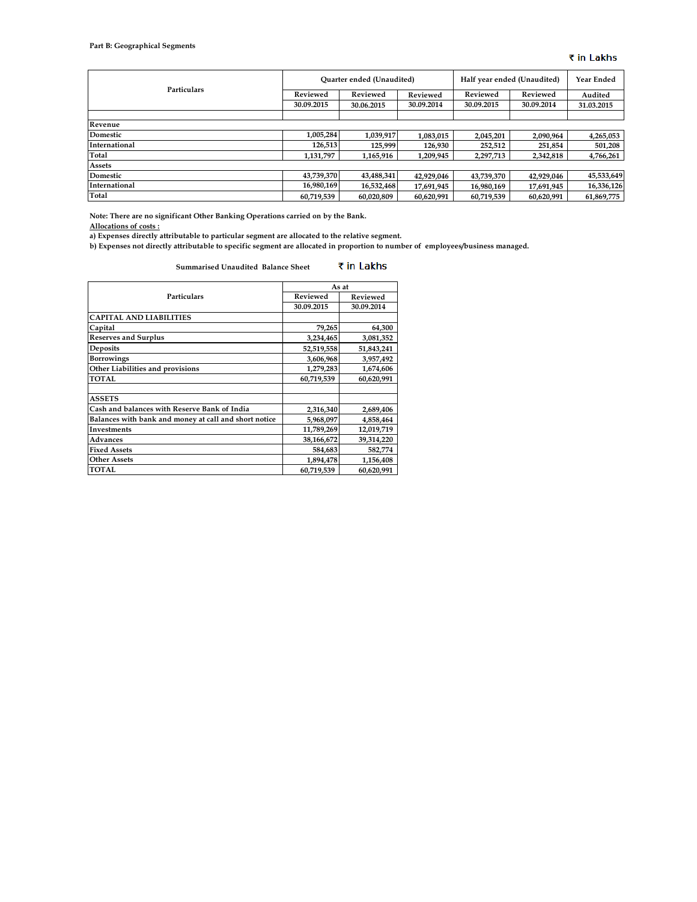**Part B: Geographical Segments**

₹ in Lakhs

| Particulars | Quarter ended (Unaudited) | | | Half year ended (Unaudited) | | Year Ended |
|---|---|---|---|---|---|---|
| | Reviewed | Reviewed | Reviewed | Reviewed | Reviewed | Audited |
| | 30.09.2015 | 30.06.2015 | 30.09.2014 | 30.09.2015 | 30.09.2014 | 31.03.2015 |
| | | | | | | |
| **Revenue** | | | | | | |
| Domestic | 1,005,284 | 1,039,917 | 1,083,015 | 2,045,201 | 2,090,964 | 4,265,053 |
| International | 126,513 | 125,999 | 126,930 | 252,512 | 251,854 | 501,208 |
| Total | 1,131,797 | 1,165,916 | 1,209,945 | 2,297,713 | 2,342,818 | 4,766,261 |
| **Assets** | | | | | | |
| Domestic | 43,739,370 | 43,488,341 | 42,929,046 | 43,739,370 | 42,929,046 | 45,533,649 |
| International | 16,980,169 | 16,532,468 | 17,691,945 | 16,980,169 | 17,691,945 | 16,336,126 |
| Total | 60,719,539 | 60,020,809 | 60,620,991 | 60,719,539 | 60,620,991 | 61,869,775 |

**Note: There are no significant Other Banking Operations carried on by the Bank.**

**Allocations of costs :**

**a) Expenses directly attributable to particular segment are allocated to the relative segment.**

**b) Expenses not directly attributable to specific segment are allocated in proportion to number of employees/business managed.**

**Summarised Unaudited Balance Sheet** ₹ in Lakhs

| Particulars | As at | |
|---|---|---|
| | Reviewed | Reviewed |
| | 30.09.2015 | 30.09.2014 |
| **CAPITAL AND LIABILITIES** | | |
| Capital | 79,265 | 64,300 |
| Reserves and Surplus | 3,234,465 | 3,081,352 |
| Deposits | 52,519,558 | 51,843,241 |
| Borrowings | 3,606,968 | 3,957,492 |
| Other Liabilities and provisions | 1,279,283 | 1,674,606 |
| TOTAL | 60,719,539 | 60,620,991 |
| | | |
| **ASSETS** | | |
| Cash and balances with Reserve Bank of India | 2,316,340 | 2,689,406 |
| Balances with bank and money at call and short notice | 5,968,097 | 4,858,464 |
| Investments | 11,789,269 | 12,019,719 |
| Advances | 38,166,672 | 39,314,220 |
| Fixed Assets | 584,683 | 582,774 |
| Other Assets | 1,894,478 | 1,156,408 |
| TOTAL | 60,719,539 | 60,620,991 |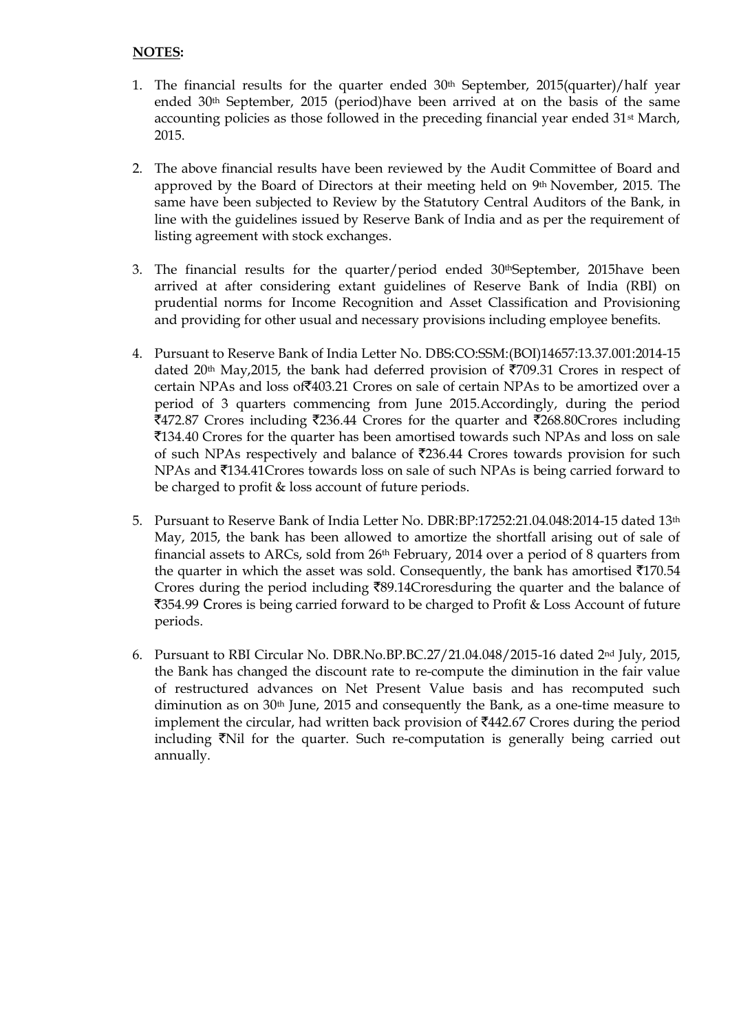**NOTES:**

1. The financial results for the quarter ended 30th September, 2015(quarter)/half year ended 30th September, 2015 (period)have been arrived at on the basis of the same accounting policies as those followed in the preceding financial year ended 31st March, 2015.

2. The above financial results have been reviewed by the Audit Committee of Board and approved by the Board of Directors at their meeting held on 9th November, 2015. The same have been subjected to Review by the Statutory Central Auditors of the Bank, in line with the guidelines issued by Reserve Bank of India and as per the requirement of listing agreement with stock exchanges.

3. The financial results for the quarter/period ended 30thSeptember, 2015have been arrived at after considering extant guidelines of Reserve Bank of India (RBI) on prudential norms for Income Recognition and Asset Classification and Provisioning and providing for other usual and necessary provisions including employee benefits.

4. Pursuant to Reserve Bank of India Letter No. DBS:CO:SSM:(BOI)14657:13.37.001:2014-15 dated 20th May,2015, the bank had deferred provision of ₹709.31 Crores in respect of certain NPAs and loss of₹403.21 Crores on sale of certain NPAs to be amortized over a period of 3 quarters commencing from June 2015.Accordingly, during the period ₹472.87 Crores including ₹236.44 Crores for the quarter and ₹268.80Crores including ₹134.40 Crores for the quarter has been amortised towards such NPAs and loss on sale of such NPAs respectively and balance of ₹236.44 Crores towards provision for such NPAs and ₹134.41Crores towards loss on sale of such NPAs is being carried forward to be charged to profit & loss account of future periods.

5. Pursuant to Reserve Bank of India Letter No. DBR:BP:17252:21.04.048:2014-15 dated 13th May, 2015, the bank has been allowed to amortize the shortfall arising out of sale of financial assets to ARCs, sold from 26th February, 2014 over a period of 8 quarters from the quarter in which the asset was sold. Consequently, the bank has amortised ₹170.54 Crores during the period including ₹89.14Croresduring the quarter and the balance of ₹354.99 Crores is being carried forward to be charged to Profit & Loss Account of future periods.

6. Pursuant to RBI Circular No. DBR.No.BP.BC.27/21.04.048/2015-16 dated 2nd July, 2015, the Bank has changed the discount rate to re-compute the diminution in the fair value of restructured advances on Net Present Value basis and has recomputed such diminution as on 30th June, 2015 and consequently the Bank, as a one-time measure to implement the circular, had written back provision of ₹442.67 Crores during the period including ₹Nil for the quarter. Such re-computation is generally being carried out annually.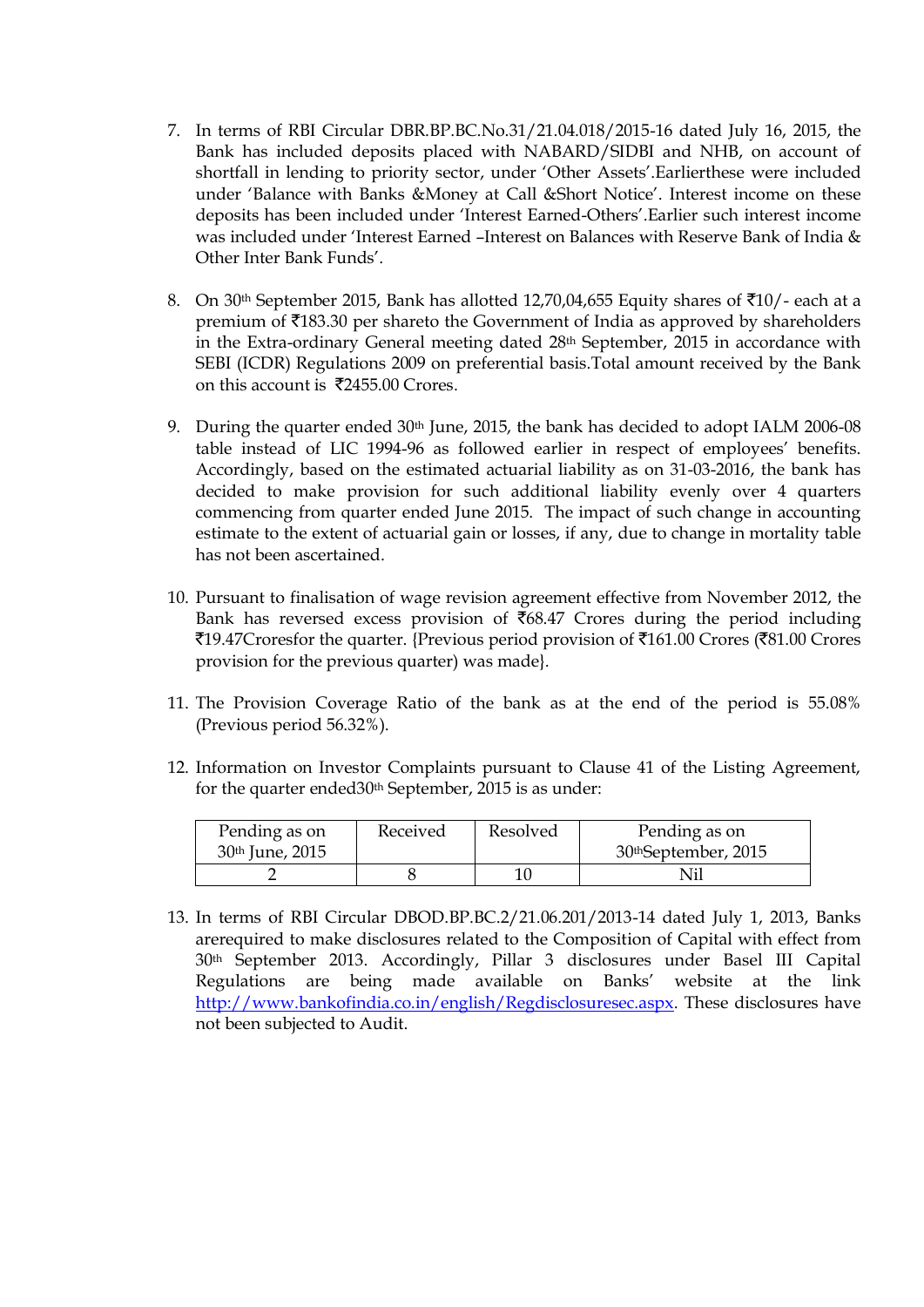7. In terms of RBI Circular DBR.BP.BC.No.31/21.04.018/2015-16 dated July 16, 2015, the Bank has included deposits placed with NABARD/SIDBI and NHB, on account of shortfall in lending to priority sector, under 'Other Assets'.Earlierthese were included under 'Balance with Banks &Money at Call &Short Notice'. Interest income on these deposits has been included under 'Interest Earned-Others'.Earlier such interest income was included under 'Interest Earned –Interest on Balances with Reserve Bank of India & Other Inter Bank Funds'.

8. On 30th September 2015, Bank has allotted 12,70,04,655 Equity shares of ₹10/- each at a premium of ₹183.30 per shareto the Government of India as approved by shareholders in the Extra-ordinary General meeting dated 28th September, 2015 in accordance with SEBI (ICDR) Regulations 2009 on preferential basis.Total amount received by the Bank on this account is ₹2455.00 Crores.

9. During the quarter ended 30th June, 2015, the bank has decided to adopt IALM 2006-08 table instead of LIC 1994-96 as followed earlier in respect of employees' benefits. Accordingly, based on the estimated actuarial liability as on 31-03-2016, the bank has decided to make provision for such additional liability evenly over 4 quarters commencing from quarter ended June 2015. The impact of such change in accounting estimate to the extent of actuarial gain or losses, if any, due to change in mortality table has not been ascertained.

10. Pursuant to finalisation of wage revision agreement effective from November 2012, the Bank has reversed excess provision of ₹68.47 Crores during the period including ₹19.47Croresfor the quarter. {Previous period provision of ₹161.00 Crores (₹81.00 Crores provision for the previous quarter) was made}.

11. The Provision Coverage Ratio of the bank as at the end of the period is 55.08% (Previous period 56.32%).

12. Information on Investor Complaints pursuant to Clause 41 of the Listing Agreement, for the quarter ended30th September, 2015 is as under:

| Pending as on 30th June, 2015 | Received | Resolved | Pending as on 30thSeptember, 2015 |
|---|---|---|---|
| 2 | 8 | 10 | Nil |

13. In terms of RBI Circular DBOD.BP.BC.2/21.06.201/2013-14 dated July 1, 2013, Banks arerequired to make disclosures related to the Composition of Capital with effect from 30th September 2013. Accordingly, Pillar 3 disclosures under Basel III Capital Regulations are being made available on Banks' website at the link http://www.bankofindia.co.in/english/Regdisclosuresec.aspx. These disclosures have not been subjected to Audit.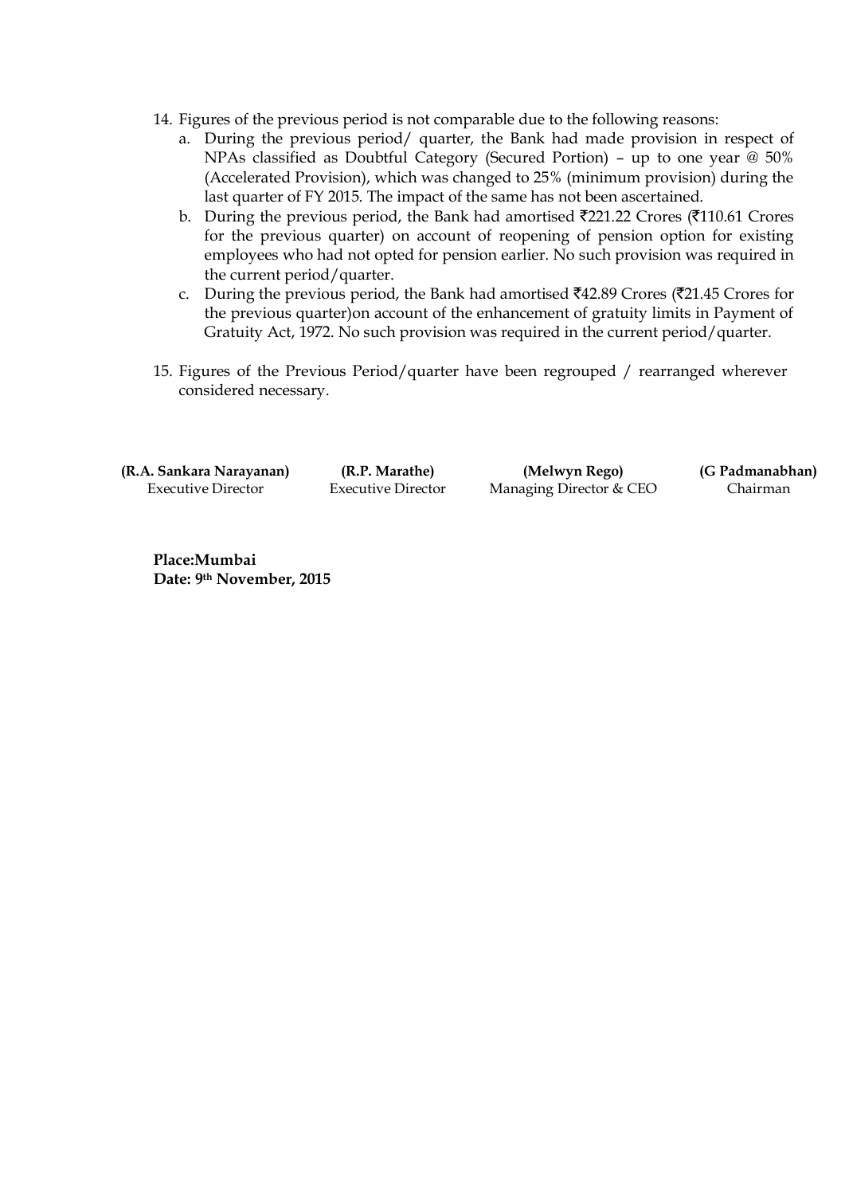14. Figures of the previous period is not comparable due to the following reasons:
    a. During the previous period/ quarter, the Bank had made provision in respect of NPAs classified as Doubtful Category (Secured Portion) – up to one year @ 50% (Accelerated Provision), which was changed to 25% (minimum provision) during the last quarter of FY 2015. The impact of the same has not been ascertained.
    b. During the previous period, the Bank had amortised ₹221.22 Crores (₹110.61 Crores for the previous quarter) on account of reopening of pension option for existing employees who had not opted for pension earlier. No such provision was required in the current period/quarter.
    c. During the previous period, the Bank had amortised ₹42.89 Crores (₹21.45 Crores for the previous quarter)on account of the enhancement of gratuity limits in Payment of Gratuity Act, 1972. No such provision was required in the current period/quarter.

15. Figures of the Previous Period/quarter have been regrouped / rearranged wherever considered necessary.

| | | | |
|---|---|---|---|
| **(R.A. Sankara Narayanan)** | **(R.P. Marathe)** | **(Melwyn Rego)** | **(G Padmanabhan)** |
| Executive Director | Executive Director | Managing Director & CEO | Chairman |

**Place:Mumbai**
**Date: 9th November, 2015**